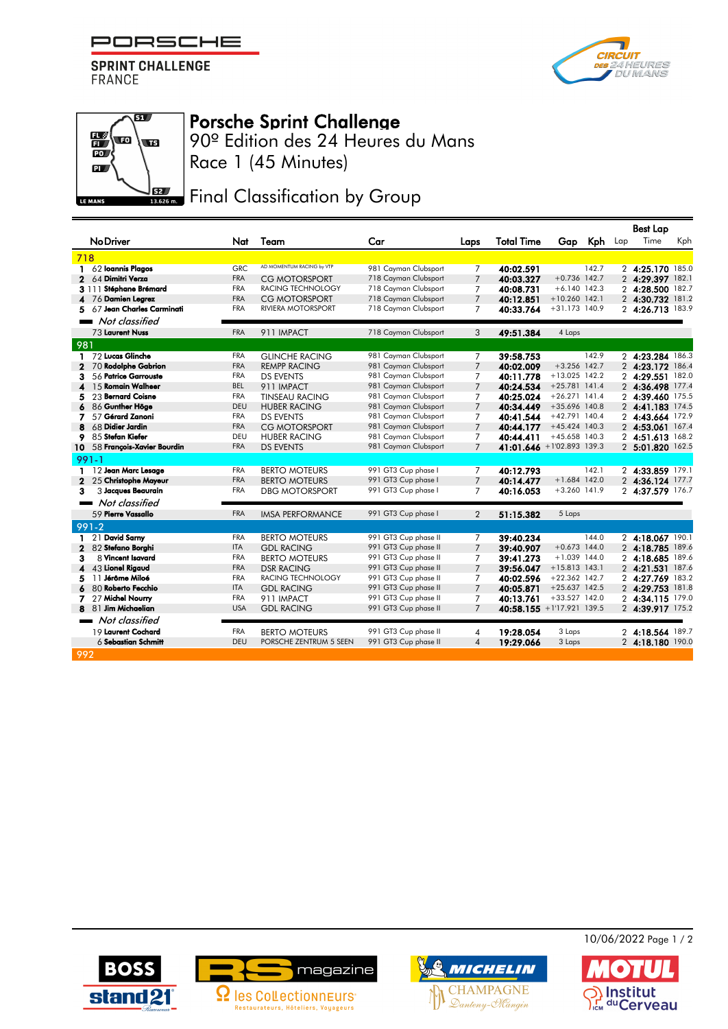PORSCHE SPRINT CHALLENGE FRANCE

# Porsche Sprint Challenge

## 90º Edition des 24 Heures du Mans

## Race 1 (45 Minutes)

## Final Classification by Group

| | No | Driver | Nat | Team | Car | Laps | Total Time | Gap | Kph | Best Lap: Lap | Best Lap: Time | Best Lap: Kph |
|---|---|---|---|---|---|---|---|---|---|---|---|---|
| **718** | | | | | | | | | | | | |
| 1 | 62 | **Ioannis Plagos** | GRC | AD MOMENTUM RACING by VTP | 981 Cayman Clubsport | 7 | **40:02.591** | | 142.7 | 2 | **4:25.170** | 185.0 |
| 2 | 64 | **Dimitri Verza** | FRA | CG MOTORSPORT | 718 Cayman Clubsport | 7 | **40:03.327** | +0.736 | 142.7 | 2 | **4:29.397** | 182.1 |
| 3 | 111 | **Stéphane Brémard** | FRA | RACING TECHNOLOGY | 718 Cayman Clubsport | 7 | **40:08.731** | +6.140 | 142.3 | 2 | **4:28.500** | 182.7 |
| 4 | 76 | **Damien Legrez** | FRA | CG MOTORSPORT | 718 Cayman Clubsport | 7 | **40:12.851** | +10.260 | 142.1 | 2 | **4:30.732** | 181.2 |
| 5 | 67 | **Jean Charles Carminati** | FRA | RIVIERA MOTORSPORT | 718 Cayman Clubsport | 7 | **40:33.764** | +31.173 | 140.9 | 2 | **4:26.713** | 183.9 |
| *Not classified* | | | | | | | | | | | | |
| | 73 | **Laurent Nuss** | FRA | 911 IMPACT | 718 Cayman Clubsport | 3 | **49:51.384** | 4 Laps | | | | |
| **981** | | | | | | | | | | | | |
| 1 | 72 | **Lucas Glinche** | FRA | GLINCHE RACING | 981 Cayman Clubsport | 7 | **39:58.753** | | 142.9 | 2 | **4:23.284** | 186.3 |
| 2 | 70 | **Rodolphe Gabrion** | FRA | REMPP RACING | 981 Cayman Clubsport | 7 | **40:02.009** | +3.256 | 142.7 | 2 | **4:23.172** | 186.4 |
| 3 | 56 | **Patrice Garrouste** | FRA | DS EVENTS | 981 Cayman Clubsport | 7 | **40:11.778** | +13.025 | 142.2 | 2 | **4:29.551** | 182.0 |
| 4 | 15 | **Romain Walheer** | BEL | 911 IMPACT | 981 Cayman Clubsport | 7 | **40:24.534** | +25.781 | 141.4 | 2 | **4:36.498** | 177.4 |
| 5 | 23 | **Bernard Coisne** | FRA | TINSEAU RACING | 981 Cayman Clubsport | 7 | **40:25.024** | +26.271 | 141.4 | 2 | **4:39.460** | 175.5 |
| 6 | 86 | **Gunther Höge** | DEU | HUBER RACING | 981 Cayman Clubsport | 7 | **40:34.449** | +35.696 | 140.8 | 2 | **4:41.183** | 174.5 |
| 7 | 57 | **Gérard Zanoni** | FRA | DS EVENTS | 981 Cayman Clubsport | 7 | **40:41.544** | +42.791 | 140.4 | 2 | **4:43.664** | 172.9 |
| 8 | 68 | **Didier Jardin** | FRA | CG MOTORSPORT | 981 Cayman Clubsport | 7 | **40:44.177** | +45.424 | 140.3 | 2 | **4:53.061** | 167.4 |
| 9 | 85 | **Stefan Kiefer** | DEU | HUBER RACING | 981 Cayman Clubsport | 7 | **40:44.411** | +45.658 | 140.3 | 2 | **4:51.613** | 168.2 |
| 10 | 58 | **François-Xavier Bourdin** | FRA | DS EVENTS | 981 Cayman Clubsport | 7 | **41:01.646** | +1'02.893 | 139.3 | 2 | **5:01.820** | 162.5 |
| **991-1** | | | | | | | | | | | | |
| 1 | 12 | **Jean Marc Lesage** | FRA | BERTO MOTEURS | 991 GT3 Cup phase I | 7 | **40:12.793** | | 142.1 | 2 | **4:33.859** | 179.1 |
| 2 | 25 | **Christophe Mayeur** | FRA | BERTO MOTEURS | 991 GT3 Cup phase I | 7 | **40:14.477** | +1.684 | 142.0 | 2 | **4:36.124** | 177.7 |
| 3 | 3 | **Jacques Beaurain** | FRA | DBG MOTORSPORT | 991 GT3 Cup phase I | 7 | **40:16.053** | +3.260 | 141.9 | 2 | **4:37.579** | 176.7 |
| *Not classified* | | | | | | | | | | | | |
| | 59 | **Pierre Vassallo** | FRA | IMSA PERFORMANCE | 991 GT3 Cup phase I | 2 | **51:15.382** | 5 Laps | | | | |
| **991-2** | | | | | | | | | | | | |
| 1 | 21 | **David Sarny** | FRA | BERTO MOTEURS | 991 GT3 Cup phase II | 7 | **39:40.234** | | 144.0 | 2 | **4:18.067** | 190.1 |
| 2 | 82 | **Stefano Borghi** | ITA | GDL RACING | 991 GT3 Cup phase II | 7 | **39:40.907** | +0.673 | 144.0 | 2 | **4:18.785** | 189.6 |
| 3 | 8 | **Vincent Isavard** | FRA | BERTO MOTEURS | 991 GT3 Cup phase II | 7 | **39:41.273** | +1.039 | 144.0 | 2 | **4:18.685** | 189.6 |
| 4 | 43 | **Lionel Rigaud** | FRA | DSR RACING | 991 GT3 Cup phase II | 7 | **39:56.047** | +15.813 | 143.1 | 2 | **4:21.531** | 187.6 |
| 5 | 11 | **Jérôme Miloé** | FRA | RACING TECHNOLOGY | 991 GT3 Cup phase II | 7 | **40:02.596** | +22.362 | 142.7 | 2 | **4:27.769** | 183.2 |
| 6 | 80 | **Roberto Fecchio** | ITA | GDL RACING | 991 GT3 Cup phase II | 7 | **40:05.871** | +25.637 | 142.5 | 2 | **4:29.753** | 181.8 |
| 7 | 27 | **Michel Nourry** | FRA | 911 IMPACT | 991 GT3 Cup phase II | 7 | **40:13.761** | +33.527 | 142.0 | 2 | **4:34.115** | 179.0 |
| 8 | 81 | **Jim Michaelian** | USA | GDL RACING | 991 GT3 Cup phase II | 7 | **40:58.155** | +1'17.921 | 139.5 | 2 | **4:39.917** | 175.2 |
| *Not classified* | | | | | | | | | | | | |
| | 19 | **Laurent Cochard** | FRA | BERTO MOTEURS | 991 GT3 Cup phase II | 4 | **19:28.054** | 3 Laps | | 2 | **4:18.564** | 189.7 |
| | 6 | **Sebastian Schmitt** | DEU | PORSCHE ZENTRUM 5 SEEN | 991 GT3 Cup phase II | 4 | **19:29.066** | 3 Laps | | 2 | **4:18.180** | 190.0 |
| **992** | | | | | | | | | | | | |

10/06/2022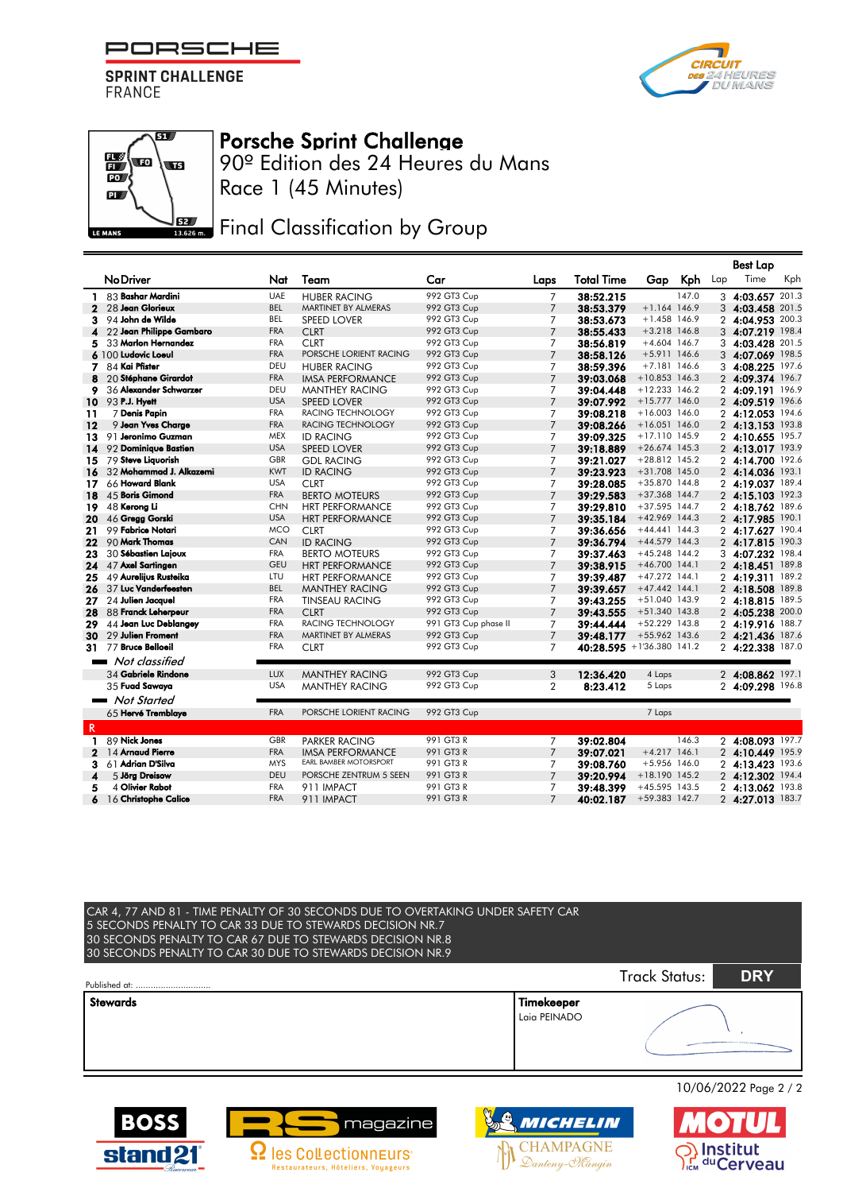PORSCHE SPRINT CHALLENGE FRANCE

# Porsche Sprint Challenge

90º Edition des 24 Heures du Mans

Race 1 (45 Minutes)

## Final Classification by Group

| | No | Driver | Nat | Team | Car | Laps | Total Time | Gap | Kph | Best Lap Lap | Best Lap Time | Best Lap Kph |
|---|---|---|---|---|---|---|---|---|---|---|---|---|
| 1 | 83 | Bashar Mardini | UAE | HUBER RACING | 992 GT3 Cup | 7 | 38:52.215 | | 147.0 | 3 | 4:03.657 | 201.3 |
| 2 | 28 | Jean Glorieux | BEL | MARTINET BY ALMERAS | 992 GT3 Cup | 7 | 38:53.379 | +1.164 | 146.9 | 3 | 4:03.458 | 201.5 |
| 3 | 94 | John de Wilde | BEL | SPEED LOVER | 992 GT3 Cup | 7 | 38:53.673 | +1.458 | 146.9 | 2 | 4:04.953 | 200.3 |
| 4 | 22 | Jean Philippe Gambaro | FRA | CLRT | 992 GT3 Cup | 7 | 38:55.433 | +3.218 | 146.8 | 3 | 4:07.219 | 198.4 |
| 5 | 33 | Marlon Hernandez | FRA | CLRT | 992 GT3 Cup | 7 | 38:56.819 | +4.604 | 146.7 | 3 | 4:03.428 | 201.5 |
| 6 | 100 | Ludovic Loeul | FRA | PORSCHE LORIENT RACING | 992 GT3 Cup | 7 | 38:58.126 | +5.911 | 146.6 | 3 | 4:07.069 | 198.5 |
| 7 | 84 | Kai Pfister | DEU | HUBER RACING | 992 GT3 Cup | 7 | 38:59.396 | +7.181 | 146.6 | 3 | 4:08.225 | 197.6 |
| 8 | 20 | Stéphane Girardot | FRA | IMSA PERFORMANCE | 992 GT3 Cup | 7 | 39:03.068 | +10.853 | 146.3 | 2 | 4:09.374 | 196.7 |
| 9 | 36 | Alexander Schwarzer | DEU | MANTHEY RACING | 992 GT3 Cup | 7 | 39:04.448 | +12.233 | 146.2 | 2 | 4:09.191 | 196.9 |
| 10 | 93 | P.J. Hyett | USA | SPEED LOVER | 992 GT3 Cup | 7 | 39:07.992 | +15.777 | 146.0 | 2 | 4:09.519 | 196.6 |
| 11 | 7 | Denis Papin | FRA | RACING TECHNOLOGY | 992 GT3 Cup | 7 | 39:08.218 | +16.003 | 146.0 | 2 | 4:12.053 | 194.6 |
| 12 | 9 | Jean Yves Charge | FRA | RACING TECHNOLOGY | 992 GT3 Cup | 7 | 39:08.266 | +16.051 | 146.0 | 2 | 4:13.153 | 193.8 |
| 13 | 91 | Jeronimo Guzman | MEX | ID RACING | 992 GT3 Cup | 7 | 39:09.325 | +17.110 | 145.9 | 2 | 4:10.655 | 195.7 |
| 14 | 92 | Dominique Bastien | USA | SPEED LOVER | 992 GT3 Cup | 7 | 39:18.889 | +26.674 | 145.3 | 2 | 4:13.017 | 193.9 |
| 15 | 79 | Steve Liquorish | GBR | GDL RACING | 992 GT3 Cup | 7 | 39:21.027 | +28.812 | 145.2 | 2 | 4:14.700 | 192.6 |
| 16 | 32 | Mohammad J. Alkazemi | KWT | ID RACING | 992 GT3 Cup | 7 | 39:23.923 | +31.708 | 145.0 | 2 | 4:14.036 | 193.1 |
| 17 | 66 | Howard Blank | USA | CLRT | 992 GT3 Cup | 7 | 39:28.085 | +35.870 | 144.8 | 2 | 4:19.037 | 189.4 |
| 18 | 45 | Boris Gimond | FRA | BERTO MOTEURS | 992 GT3 Cup | 7 | 39:29.583 | +37.368 | 144.7 | 2 | 4:15.103 | 192.3 |
| 19 | 48 | Kerong Li | CHN | HRT PERFORMANCE | 992 GT3 Cup | 7 | 39:29.810 | +37.595 | 144.7 | 2 | 4:18.762 | 189.6 |
| 20 | 46 | Gregg Gorski | USA | HRT PERFORMANCE | 992 GT3 Cup | 7 | 39:35.184 | +42.969 | 144.3 | 2 | 4:17.985 | 190.1 |
| 21 | 99 | Fabrice Notari | MCO | CLRT | 992 GT3 Cup | 7 | 39:36.656 | +44.441 | 144.3 | 2 | 4:17.627 | 190.4 |
| 22 | 90 | Mark Thomas | CAN | ID RACING | 992 GT3 Cup | 7 | 39:36.794 | +44.579 | 144.3 | 2 | 4:17.815 | 190.3 |
| 23 | 30 | Sébastien Lajoux | FRA | BERTO MOTEURS | 992 GT3 Cup | 7 | 39:37.463 | +45.248 | 144.2 | 3 | 4:07.232 | 198.4 |
| 24 | 47 | Axel Sartingen | GEU | HRT PERFORMANCE | 992 GT3 Cup | 7 | 39:38.915 | +46.700 | 144.1 | 2 | 4:18.451 | 189.8 |
| 25 | 49 | Aurelijus Rusteika | LTU | HRT PERFORMANCE | 992 GT3 Cup | 7 | 39:39.487 | +47.272 | 144.1 | 2 | 4:19.311 | 189.2 |
| 26 | 37 | Luc Vanderfeesten | BEL | MANTHEY RACING | 992 GT3 Cup | 7 | 39:39.657 | +47.442 | 144.1 | 2 | 4:18.508 | 189.8 |
| 27 | 24 | Julien Jacquel | FRA | TINSEAU RACING | 992 GT3 Cup | 7 | 39:43.255 | +51.040 | 143.9 | 2 | 4:18.815 | 189.5 |
| 28 | 88 | Franck Leherpeur | FRA | CLRT | 992 GT3 Cup | 7 | 39:43.555 | +51.340 | 143.8 | 2 | 4:05.238 | 200.0 |
| 29 | 44 | Jean Luc Deblangey | FRA | RACING TECHNOLOGY | 991 GT3 Cup phase II | 7 | 39:44.444 | +52.229 | 143.8 | 2 | 4:19.916 | 188.7 |
| 30 | 29 | Julien Froment | FRA | MARTINET BY ALMERAS | 992 GT3 Cup | 7 | 39:48.177 | +55.962 | 143.6 | 2 | 4:21.436 | 187.6 |
| 31 | 77 | Bruce Belloeil | FRA | CLRT | 992 GT3 Cup | 7 | 40:28.595 | +1'36.380 | 141.2 | 2 | 4:22.338 | 187.0 |
| | | *Not classified* | | | | | | | | | | |
| | 34 | Gabriele Rindone | LUX | MANTHEY RACING | 992 GT3 Cup | 3 | 12:36.420 | 4 Laps | | 2 | 4:08.862 | 197.1 |
| | 35 | Fuad Sawaya | USA | MANTHEY RACING | 992 GT3 Cup | 2 | 8:23.412 | 5 Laps | | 2 | 4:09.298 | 196.8 |
| | | *Not Started* | | | | | | | | | | |
| | 65 | Hervé Tremblaye | FRA | PORSCHE LORIENT RACING | 992 GT3 Cup | | | 7 Laps | | | | |
| R | | | | | | | | | | | | |
| 1 | 89 | Nick Jones | GBR | PARKER RACING | 991 GT3 R | 7 | 39:02.804 | | 146.3 | 2 | 4:08.093 | 197.7 |
| 2 | 14 | Arnaud Pierre | FRA | IMSA PERFORMANCE | 991 GT3 R | 7 | 39:07.021 | +4.217 | 146.1 | 2 | 4:10.449 | 195.9 |
| 3 | 61 | Adrian D'Silva | MYS | EARL BAMBER MOTORSPORT | 991 GT3 R | 7 | 39:08.760 | +5.956 | 146.0 | 2 | 4:13.423 | 193.6 |
| 4 | 5 | Jörg Dreisow | DEU | PORSCHE ZENTRUM 5 SEEN | 991 GT3 R | 7 | 39:20.994 | +18.190 | 145.2 | 2 | 4:12.302 | 194.4 |
| 5 | 4 | Olivier Rabot | FRA | 911 IMPACT | 991 GT3 R | 7 | 39:48.399 | +45.595 | 143.5 | 2 | 4:13.062 | 193.8 |
| 6 | 16 | Christophe Calice | FRA | 911 IMPACT | 991 GT3 R | 7 | 40:02.187 | +59.383 | 142.7 | 2 | 4:27.013 | 183.7 |

CAR 4, 77 AND 81 - TIME PENALTY OF 30 SECONDS DUE TO OVERTAKING UNDER SAFETY CAR
5 SECONDS PENALTY TO CAR 33 DUE TO STEWARDS DECISION NR.7
30 SECONDS PENALTY TO CAR 67 DUE TO STEWARDS DECISION NR.8
30 SECONDS PENALTY TO CAR 30 DUE TO STEWARDS DECISION NR.9

Published at: ..............................

Track Status: **DRY**

**Stewards**

**Timekeeper**
Laia PEINADO

10/06/2022